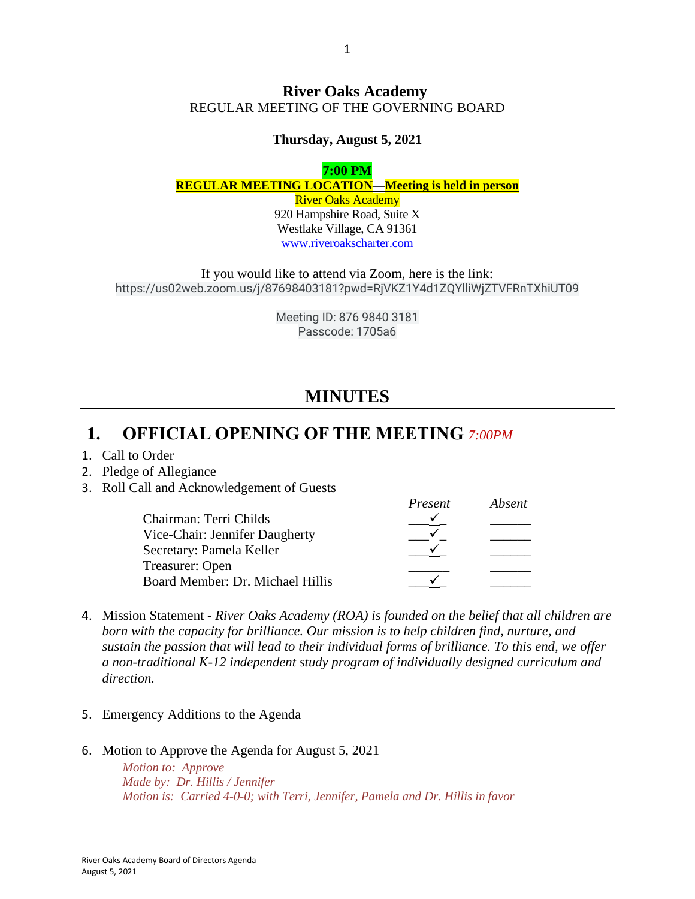**River Oaks Academy**
REGULAR MEETING OF THE GOVERNING BOARD

**Thursday, August 5, 2021**

**7:00 PM**
**REGULAR MEETING LOCATION—Meeting is held in person**
River Oaks Academy
920 Hampshire Road, Suite X
Westlake Village, CA 91361
www.riveroakscharter.com

If you would like to attend via Zoom, here is the link:
https://us02web.zoom.us/j/87698403181?pwd=RjVKZ1Y4d1ZQYlliWjZTVFRnTXhiUT09

Meeting ID: 876 9840 3181
Passcode: 1705a6

# MINUTES

## 1. OFFICIAL OPENING OF THE MEETING *7:00PM*

1. Call to Order
2. Pledge of Allegiance
3. Roll Call and Acknowledgement of Guests

| | *Present* | *Absent* |
|---|---|---|
| Chairman: Terri Childs | ✓ | |
| Vice-Chair: Jennifer Daugherty | ✓ | |
| Secretary: Pamela Keller | ✓ | |
| Treasurer: Open | | |
| Board Member: Dr. Michael Hillis | ✓ | |

4. Mission Statement - *River Oaks Academy (ROA) is founded on the belief that all children are born with the capacity for brilliance. Our mission is to help children find, nurture, and sustain the passion that will lead to their individual forms of brilliance. To this end, we offer a non-traditional K-12 independent study program of individually designed curriculum and direction.*

5. Emergency Additions to the Agenda

6. Motion to Approve the Agenda for August 5, 2021

   *Motion to: Approve*
   *Made by: Dr. Hillis / Jennifer*
   *Motion is: Carried 4-0-0; with Terri, Jennifer, Pamela and Dr. Hillis in favor*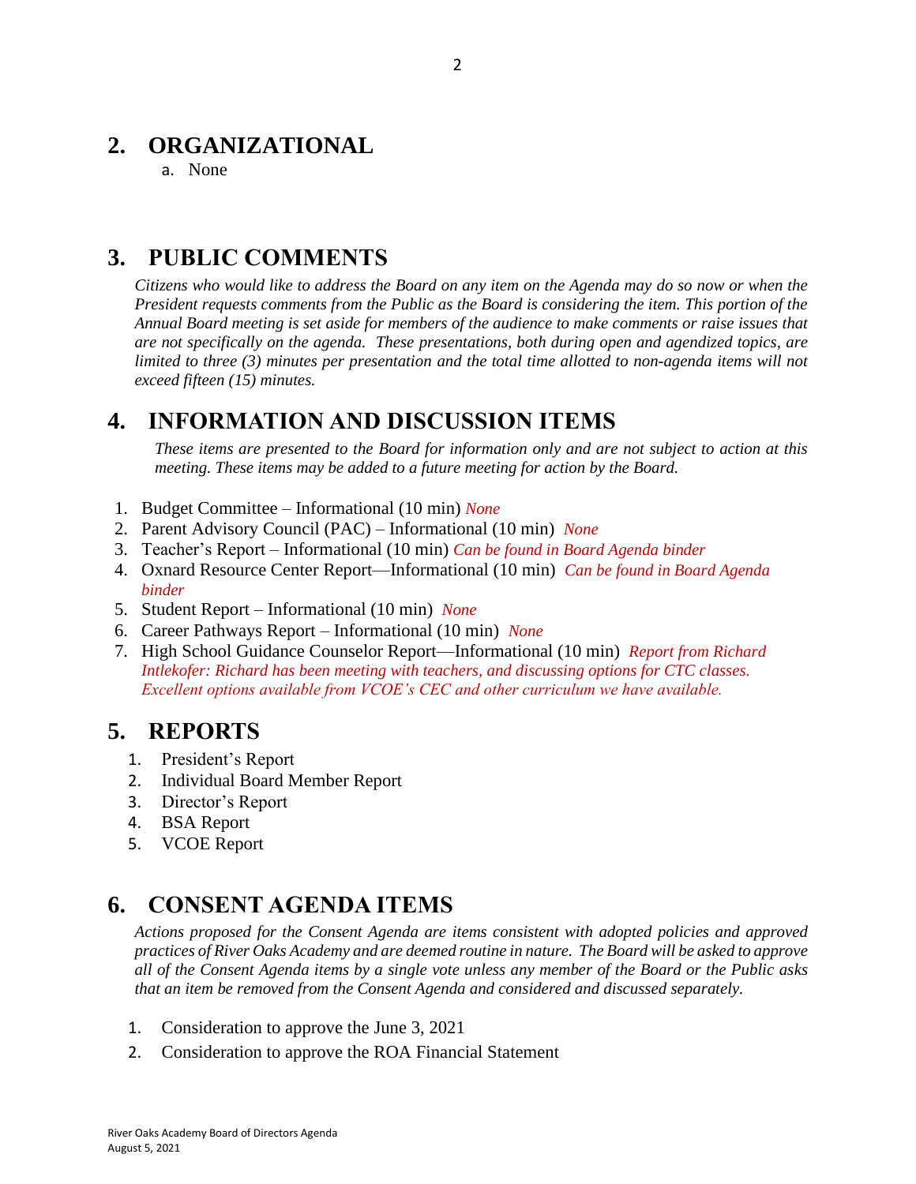## 2. ORGANIZATIONAL

a. None

## 3. PUBLIC COMMENTS

*Citizens who would like to address the Board on any item on the Agenda may do so now or when the President requests comments from the Public as the Board is considering the item. This portion of the Annual Board meeting is set aside for members of the audience to make comments or raise issues that are not specifically on the agenda. These presentations, both during open and agendized topics, are limited to three (3) minutes per presentation and the total time allotted to non-agenda items will not exceed fifteen (15) minutes.*

## 4. INFORMATION AND DISCUSSION ITEMS

*These items are presented to the Board for information only and are not subject to action at this meeting. These items may be added to a future meeting for action by the Board.*

1. Budget Committee – Informational (10 min) *None*
2. Parent Advisory Council (PAC) – Informational (10 min) *None*
3. Teacher's Report – Informational (10 min) *Can be found in Board Agenda binder*
4. Oxnard Resource Center Report—Informational (10 min) *Can be found in Board Agenda binder*
5. Student Report – Informational (10 min) *None*
6. Career Pathways Report – Informational (10 min) *None*
7. High School Guidance Counselor Report—Informational (10 min) *Report from Richard Intlekofer: Richard has been meeting with teachers, and discussing options for CTC classes. Excellent options available from VCOE's CEC and other curriculum we have available.*

## 5. REPORTS

1. President's Report
2. Individual Board Member Report
3. Director's Report
4. BSA Report
5. VCOE Report

## 6. CONSENT AGENDA ITEMS

*Actions proposed for the Consent Agenda are items consistent with adopted policies and approved practices of River Oaks Academy and are deemed routine in nature. The Board will be asked to approve all of the Consent Agenda items by a single vote unless any member of the Board or the Public asks that an item be removed from the Consent Agenda and considered and discussed separately.*

1. Consideration to approve the June 3, 2021
2. Consideration to approve the ROA Financial Statement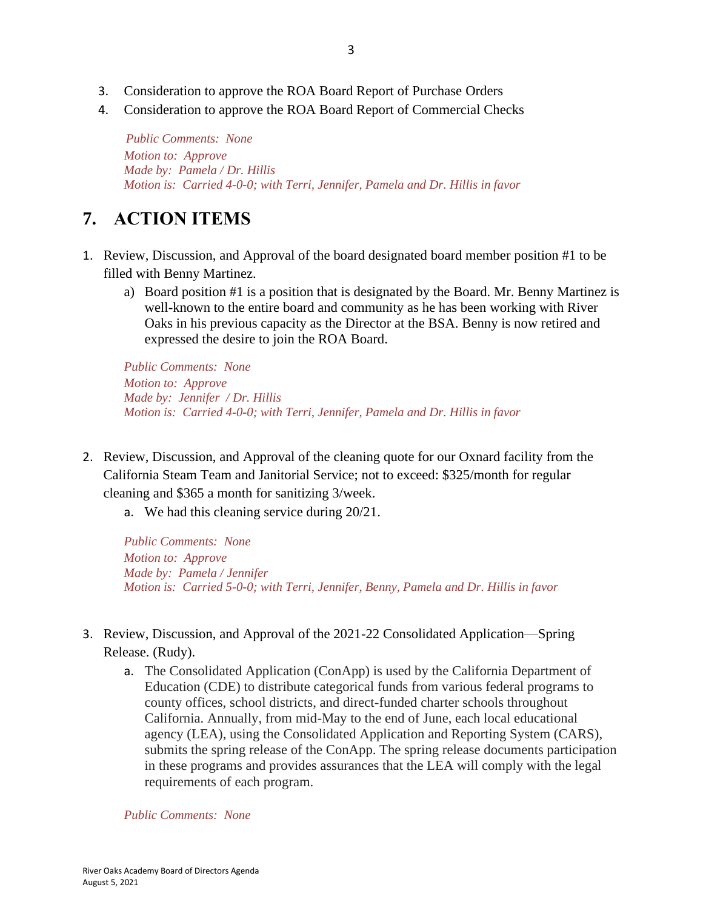3. Consideration to approve the ROA Board Report of Purchase Orders
4. Consideration to approve the ROA Board Report of Commercial Checks

*Public Comments: None*
*Motion to: Approve*
*Made by: Pamela / Dr. Hillis*
*Motion is: Carried 4-0-0; with Terri, Jennifer, Pamela and Dr. Hillis in favor*

# 7. ACTION ITEMS

1. Review, Discussion, and Approval of the board designated board member position #1 to be filled with Benny Martinez.
   a) Board position #1 is a position that is designated by the Board. Mr. Benny Martinez is well-known to the entire board and community as he has been working with River Oaks in his previous capacity as the Director at the BSA. Benny is now retired and expressed the desire to join the ROA Board.

   *Public Comments: None*
   *Motion to: Approve*
   *Made by: Jennifer / Dr. Hillis*
   *Motion is: Carried 4-0-0; with Terri, Jennifer, Pamela and Dr. Hillis in favor*

2. Review, Discussion, and Approval of the cleaning quote for our Oxnard facility from the California Steam Team and Janitorial Service; not to exceed: $325/month for regular cleaning and $365 a month for sanitizing 3/week.
   a. We had this cleaning service during 20/21.

   *Public Comments: None*
   *Motion to: Approve*
   *Made by: Pamela / Jennifer*
   *Motion is: Carried 5-0-0; with Terri, Jennifer, Benny, Pamela and Dr. Hillis in favor*

3. Review, Discussion, and Approval of the 2021-22 Consolidated Application—Spring Release. (Rudy).
   a. The Consolidated Application (ConApp) is used by the California Department of Education (CDE) to distribute categorical funds from various federal programs to county offices, school districts, and direct-funded charter schools throughout California. Annually, from mid-May to the end of June, each local educational agency (LEA), using the Consolidated Application and Reporting System (CARS), submits the spring release of the ConApp. The spring release documents participation in these programs and provides assurances that the LEA will comply with the legal requirements of each program.

   *Public Comments: None*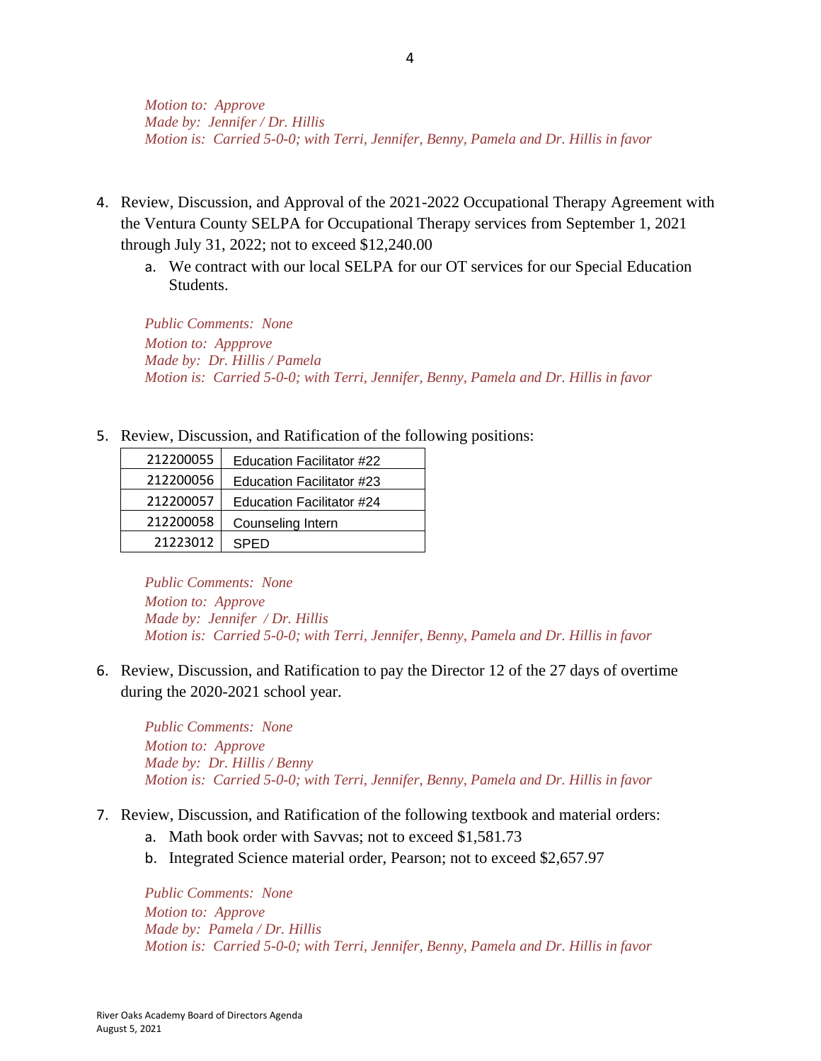*Motion to: Approve*
*Made by: Jennifer / Dr. Hillis*
*Motion is: Carried 5-0-0; with Terri, Jennifer, Benny, Pamela and Dr. Hillis in favor*

4. Review, Discussion, and Approval of the 2021-2022 Occupational Therapy Agreement with the Ventura County SELPA for Occupational Therapy services from September 1, 2021 through July 31, 2022; not to exceed $12,240.00
   a. We contract with our local SELPA for our OT services for our Special Education Students.

   *Public Comments: None*
   *Motion to: Appprove*
   *Made by: Dr. Hillis / Pamela*
   *Motion is: Carried 5-0-0; with Terri, Jennifer, Benny, Pamela and Dr. Hillis in favor*

5. Review, Discussion, and Ratification of the following positions:

| | |
|---|---|
| 212200055 | Education Facilitator #22 |
| 212200056 | Education Facilitator #23 |
| 212200057 | Education Facilitator #24 |
| 212200058 | Counseling Intern |
| 21223012 | SPED |

   *Public Comments: None*
   *Motion to: Approve*
   *Made by: Jennifer / Dr. Hillis*
   *Motion is: Carried 5-0-0; with Terri, Jennifer, Benny, Pamela and Dr. Hillis in favor*

6. Review, Discussion, and Ratification to pay the Director 12 of the 27 days of overtime during the 2020-2021 school year.

   *Public Comments: None*
   *Motion to: Approve*
   *Made by: Dr. Hillis / Benny*
   *Motion is: Carried 5-0-0; with Terri, Jennifer, Benny, Pamela and Dr. Hillis in favor*

7. Review, Discussion, and Ratification of the following textbook and material orders:
   a. Math book order with Savvas; not to exceed $1,581.73
   b. Integrated Science material order, Pearson; not to exceed $2,657.97

   *Public Comments: None*
   *Motion to: Approve*
   *Made by: Pamela / Dr. Hillis*
   *Motion is: Carried 5-0-0; with Terri, Jennifer, Benny, Pamela and Dr. Hillis in favor*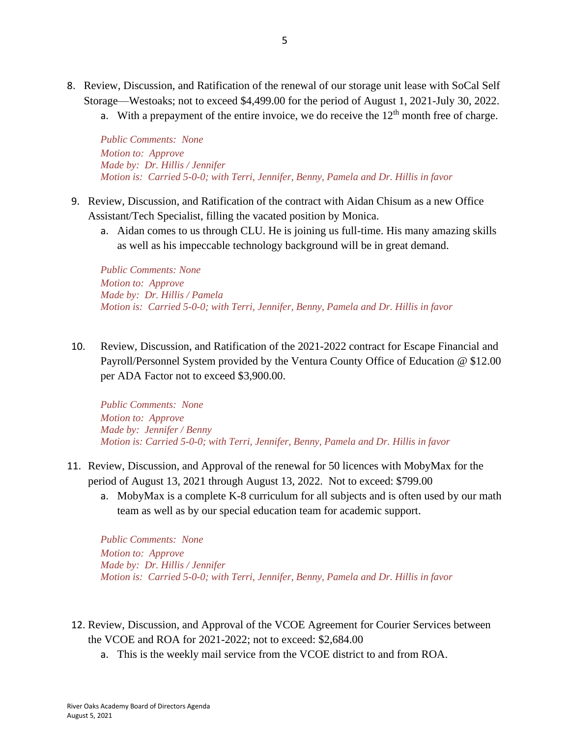8. Review, Discussion, and Ratification of the renewal of our storage unit lease with SoCal Self Storage—Westoaks; not to exceed $4,499.00 for the period of August 1, 2021-July 30, 2022.
   a. With a prepayment of the entire invoice, we do receive the 12th month free of charge.

   *Public Comments: None*
   *Motion to: Approve*
   *Made by: Dr. Hillis / Jennifer*
   *Motion is: Carried 5-0-0; with Terri, Jennifer, Benny, Pamela and Dr. Hillis in favor*

9. Review, Discussion, and Ratification of the contract with Aidan Chisum as a new Office Assistant/Tech Specialist, filling the vacated position by Monica.
   a. Aidan comes to us through CLU. He is joining us full-time. His many amazing skills as well as his impeccable technology background will be in great demand.

   *Public Comments: None*
   *Motion to: Approve*
   *Made by: Dr. Hillis / Pamela*
   *Motion is: Carried 5-0-0; with Terri, Jennifer, Benny, Pamela and Dr. Hillis in favor*

10. Review, Discussion, and Ratification of the 2021-2022 contract for Escape Financial and Payroll/Personnel System provided by the Ventura County Office of Education @ $12.00 per ADA Factor not to exceed $3,900.00.

    *Public Comments: None*
    *Motion to: Approve*
    *Made by: Jennifer / Benny*
    *Motion is: Carried 5-0-0; with Terri, Jennifer, Benny, Pamela and Dr. Hillis in favor*

11. Review, Discussion, and Approval of the renewal for 50 licences with MobyMax for the period of August 13, 2021 through August 13, 2022. Not to exceed: $799.00
    a. MobyMax is a complete K-8 curriculum for all subjects and is often used by our math team as well as by our special education team for academic support.

    *Public Comments: None*
    *Motion to: Approve*
    *Made by: Dr. Hillis / Jennifer*
    *Motion is: Carried 5-0-0; with Terri, Jennifer, Benny, Pamela and Dr. Hillis in favor*

12. Review, Discussion, and Approval of the VCOE Agreement for Courier Services between the VCOE and ROA for 2021-2022; not to exceed: $2,684.00
    a. This is the weekly mail service from the VCOE district to and from ROA.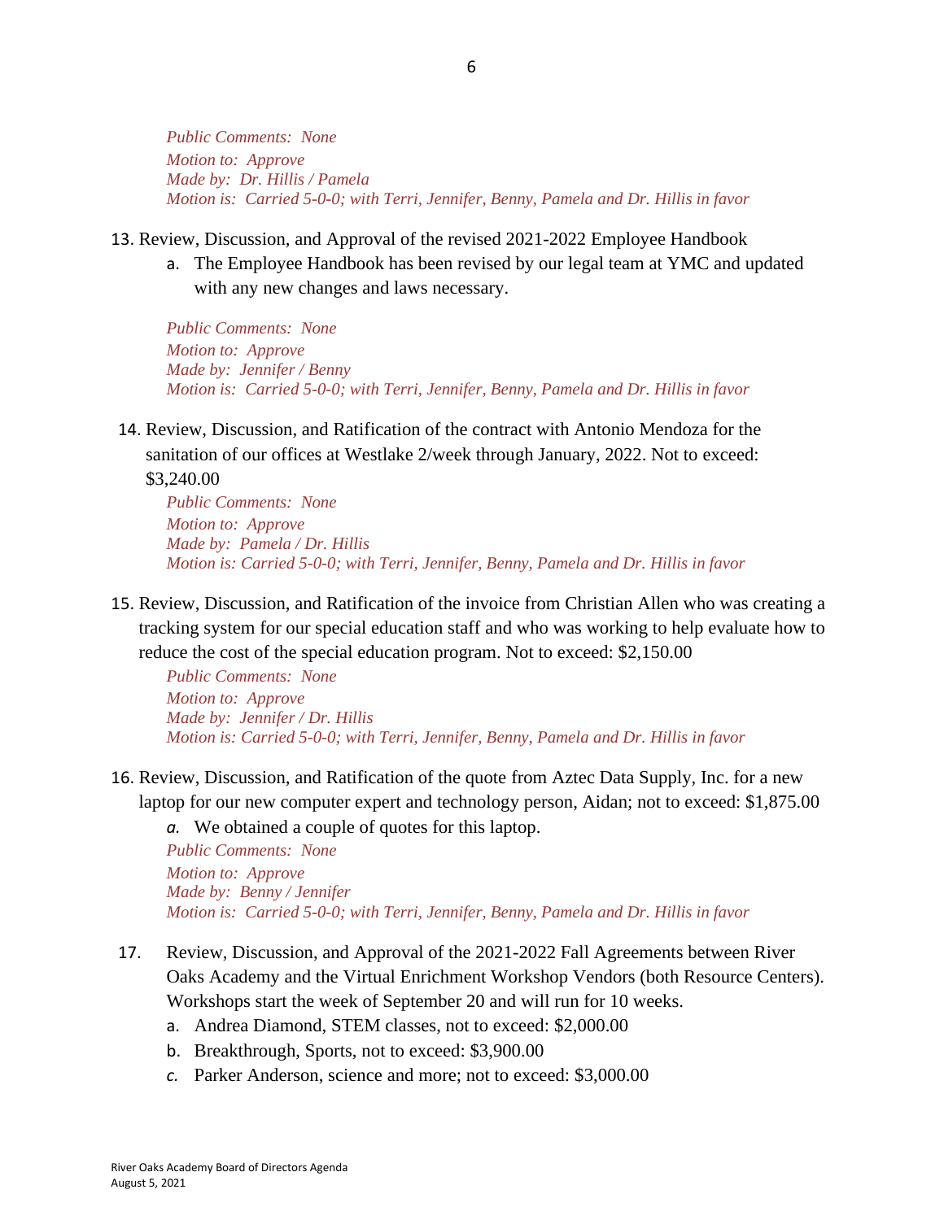*Public Comments: None*
*Motion to: Approve*
*Made by: Dr. Hillis / Pamela*
*Motion is: Carried 5-0-0; with Terri, Jennifer, Benny, Pamela and Dr. Hillis in favor*

13. Review, Discussion, and Approval of the revised 2021-2022 Employee Handbook
    a. The Employee Handbook has been revised by our legal team at YMC and updated with any new changes and laws necessary.

    *Public Comments: None*
    *Motion to: Approve*
    *Made by: Jennifer / Benny*
    *Motion is: Carried 5-0-0; with Terri, Jennifer, Benny, Pamela and Dr. Hillis in favor*

14. Review, Discussion, and Ratification of the contract with Antonio Mendoza for the sanitation of our offices at Westlake 2/week through January, 2022. Not to exceed: $3,240.00

    *Public Comments: None*
    *Motion to: Approve*
    *Made by: Pamela / Dr. Hillis*
    *Motion is: Carried 5-0-0; with Terri, Jennifer, Benny, Pamela and Dr. Hillis in favor*

15. Review, Discussion, and Ratification of the invoice from Christian Allen who was creating a tracking system for our special education staff and who was working to help evaluate how to reduce the cost of the special education program. Not to exceed: $2,150.00

    *Public Comments: None*
    *Motion to: Approve*
    *Made by: Jennifer / Dr. Hillis*
    *Motion is: Carried 5-0-0; with Terri, Jennifer, Benny, Pamela and Dr. Hillis in favor*

16. Review, Discussion, and Ratification of the quote from Aztec Data Supply, Inc. for a new laptop for our new computer expert and technology person, Aidan; not to exceed: $1,875.00
    a. We obtained a couple of quotes for this laptop.

    *Public Comments: None*
    *Motion to: Approve*
    *Made by: Benny / Jennifer*
    *Motion is: Carried 5-0-0; with Terri, Jennifer, Benny, Pamela and Dr. Hillis in favor*

17. Review, Discussion, and Approval of the 2021-2022 Fall Agreements between River Oaks Academy and the Virtual Enrichment Workshop Vendors (both Resource Centers). Workshops start the week of September 20 and will run for 10 weeks.
    a. Andrea Diamond, STEM classes, not to exceed: $2,000.00
    b. Breakthrough, Sports, not to exceed: $3,900.00
    c. Parker Anderson, science and more; not to exceed: $3,000.00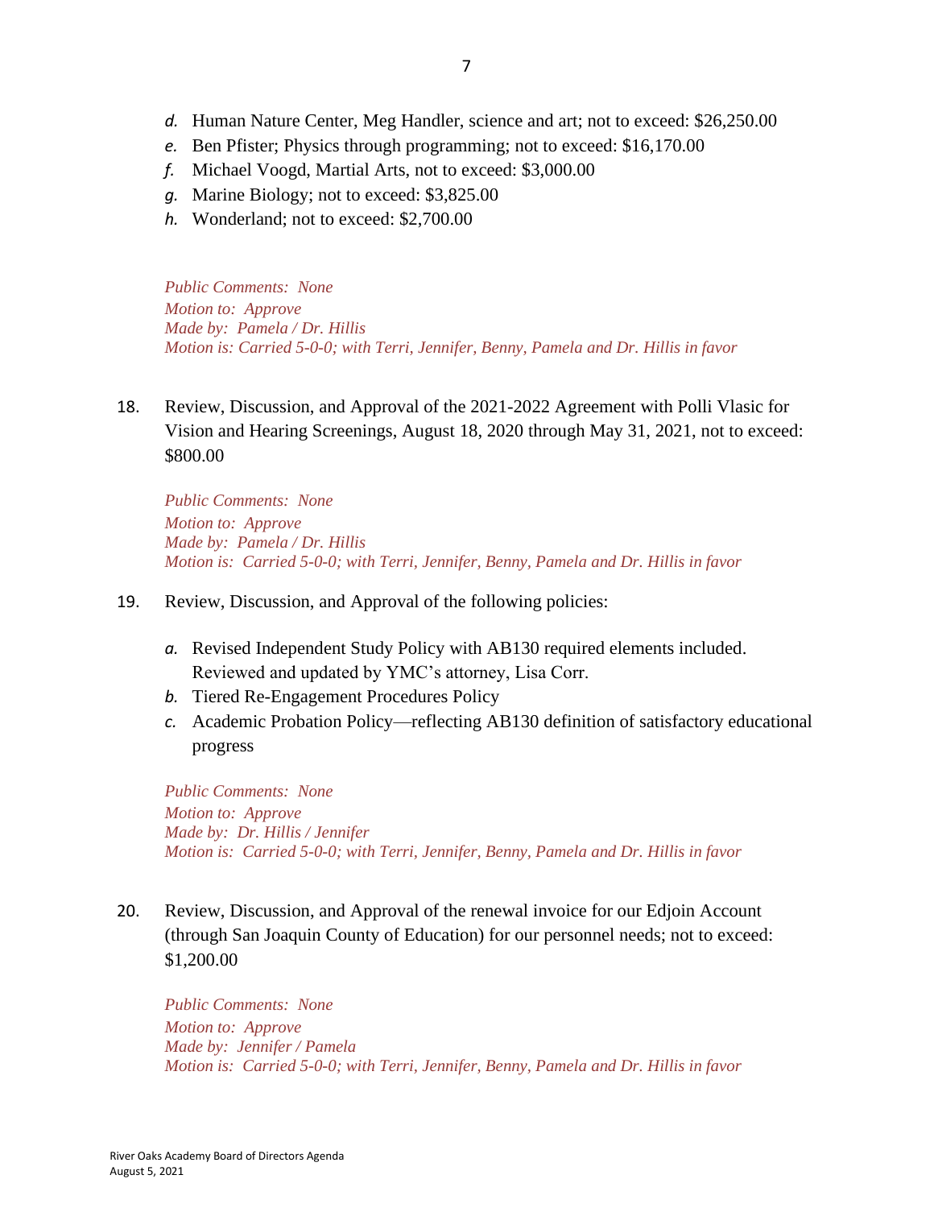*d.* Human Nature Center, Meg Handler, science and art; not to exceed: $26,250.00
*e.* Ben Pfister; Physics through programming; not to exceed: $16,170.00
*f.* Michael Voogd, Martial Arts, not to exceed: $3,000.00
*g.* Marine Biology; not to exceed: $3,825.00
*h.* Wonderland; not to exceed: $2,700.00

*Public Comments: None*
*Motion to: Approve*
*Made by: Pamela / Dr. Hillis*
*Motion is: Carried 5-0-0; with Terri, Jennifer, Benny, Pamela and Dr. Hillis in favor*

18. Review, Discussion, and Approval of the 2021-2022 Agreement with Polli Vlasic for Vision and Hearing Screenings, August 18, 2020 through May 31, 2021, not to exceed: $800.00

*Public Comments: None*
*Motion to: Approve*
*Made by: Pamela / Dr. Hillis*
*Motion is: Carried 5-0-0; with Terri, Jennifer, Benny, Pamela and Dr. Hillis in favor*

19. Review, Discussion, and Approval of the following policies:

*a.* Revised Independent Study Policy with AB130 required elements included. Reviewed and updated by YMC's attorney, Lisa Corr.
*b.* Tiered Re-Engagement Procedures Policy
*c.* Academic Probation Policy—reflecting AB130 definition of satisfactory educational progress

*Public Comments: None*
*Motion to: Approve*
*Made by: Dr. Hillis / Jennifer*
*Motion is: Carried 5-0-0; with Terri, Jennifer, Benny, Pamela and Dr. Hillis in favor*

20. Review, Discussion, and Approval of the renewal invoice for our Edjoin Account (through San Joaquin County of Education) for our personnel needs; not to exceed: $1,200.00

*Public Comments: None*
*Motion to: Approve*
*Made by: Jennifer / Pamela*
*Motion is: Carried 5-0-0; with Terri, Jennifer, Benny, Pamela and Dr. Hillis in favor*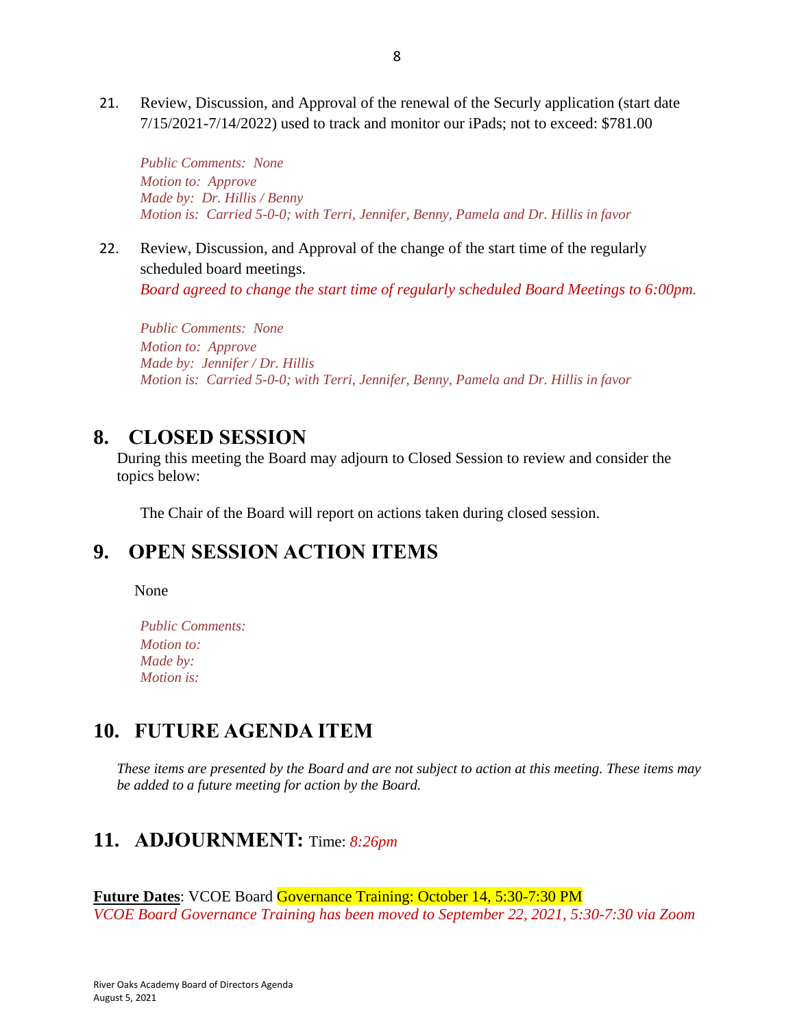21. Review, Discussion, and Approval of the renewal of the Securly application (start date 7/15/2021-7/14/2022) used to track and monitor our iPads; not to exceed: $781.00

    *Public Comments: None*
    *Motion to: Approve*
    *Made by: Dr. Hillis / Benny*
    *Motion is: Carried 5-0-0; with Terri, Jennifer, Benny, Pamela and Dr. Hillis in favor*

22. Review, Discussion, and Approval of the change of the start time of the regularly scheduled board meetings.
    *Board agreed to change the start time of regularly scheduled Board Meetings to 6:00pm.*

    *Public Comments: None*
    *Motion to: Approve*
    *Made by: Jennifer / Dr. Hillis*
    *Motion is: Carried 5-0-0; with Terri, Jennifer, Benny, Pamela and Dr. Hillis in favor*

## 8. CLOSED SESSION

During this meeting the Board may adjourn to Closed Session to review and consider the topics below:

The Chair of the Board will report on actions taken during closed session.

## 9. OPEN SESSION ACTION ITEMS

None

*Public Comments:*
*Motion to:*
*Made by:*
*Motion is:*

## 10. FUTURE AGENDA ITEM

*These items are presented by the Board and are not subject to action at this meeting. These items may be added to a future meeting for action by the Board.*

## 11. ADJOURNMENT: Time: *8:26pm*

**Future Dates**: VCOE Board Governance Training: October 14, 5:30-7:30 PM
*VCOE Board Governance Training has been moved to September 22, 2021, 5:30-7:30 via Zoom*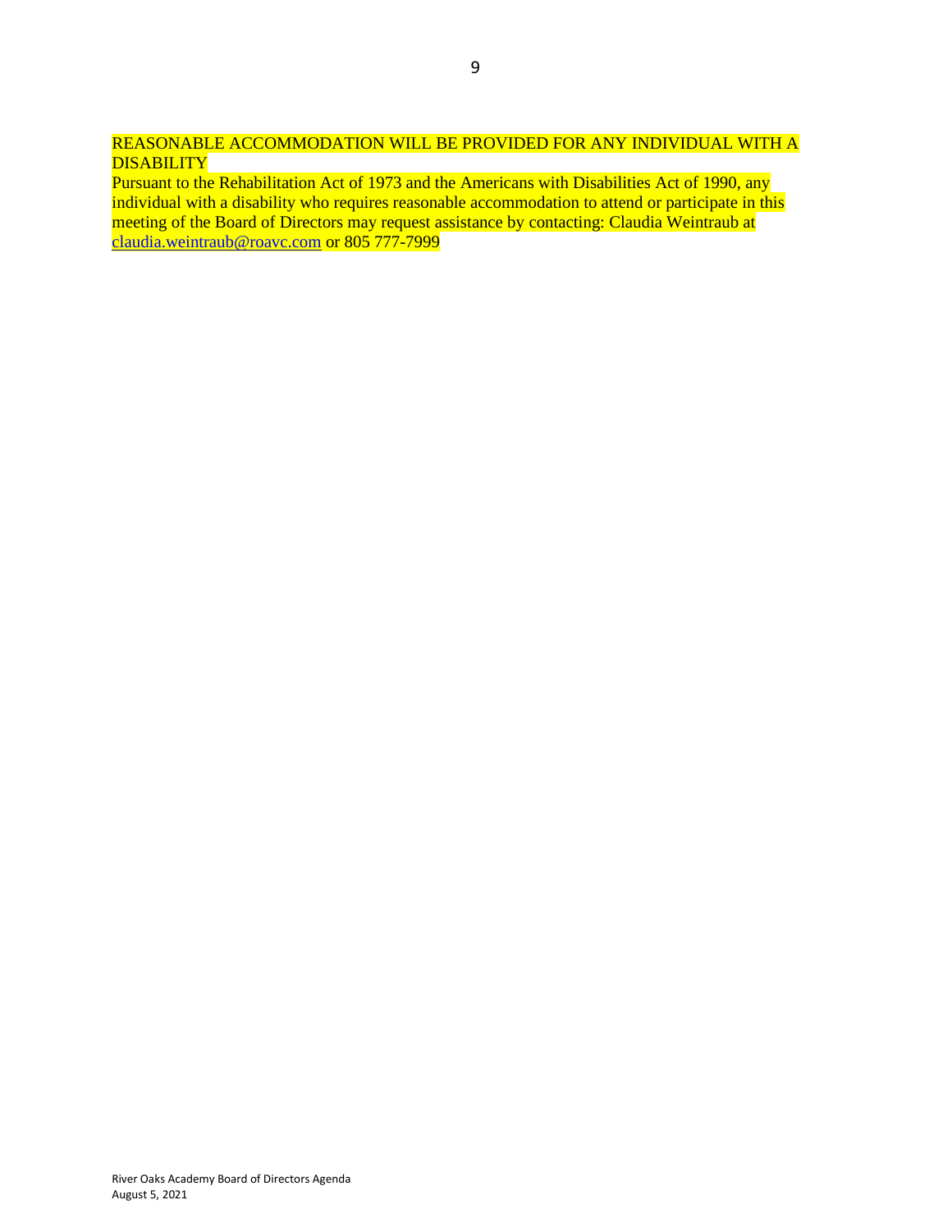REASONABLE ACCOMMODATION WILL BE PROVIDED FOR ANY INDIVIDUAL WITH A DISABILITY

Pursuant to the Rehabilitation Act of 1973 and the Americans with Disabilities Act of 1990, any individual with a disability who requires reasonable accommodation to attend or participate in this meeting of the Board of Directors may request assistance by contacting: Claudia Weintraub at claudia.weintraub@roavc.com or 805 777-7999